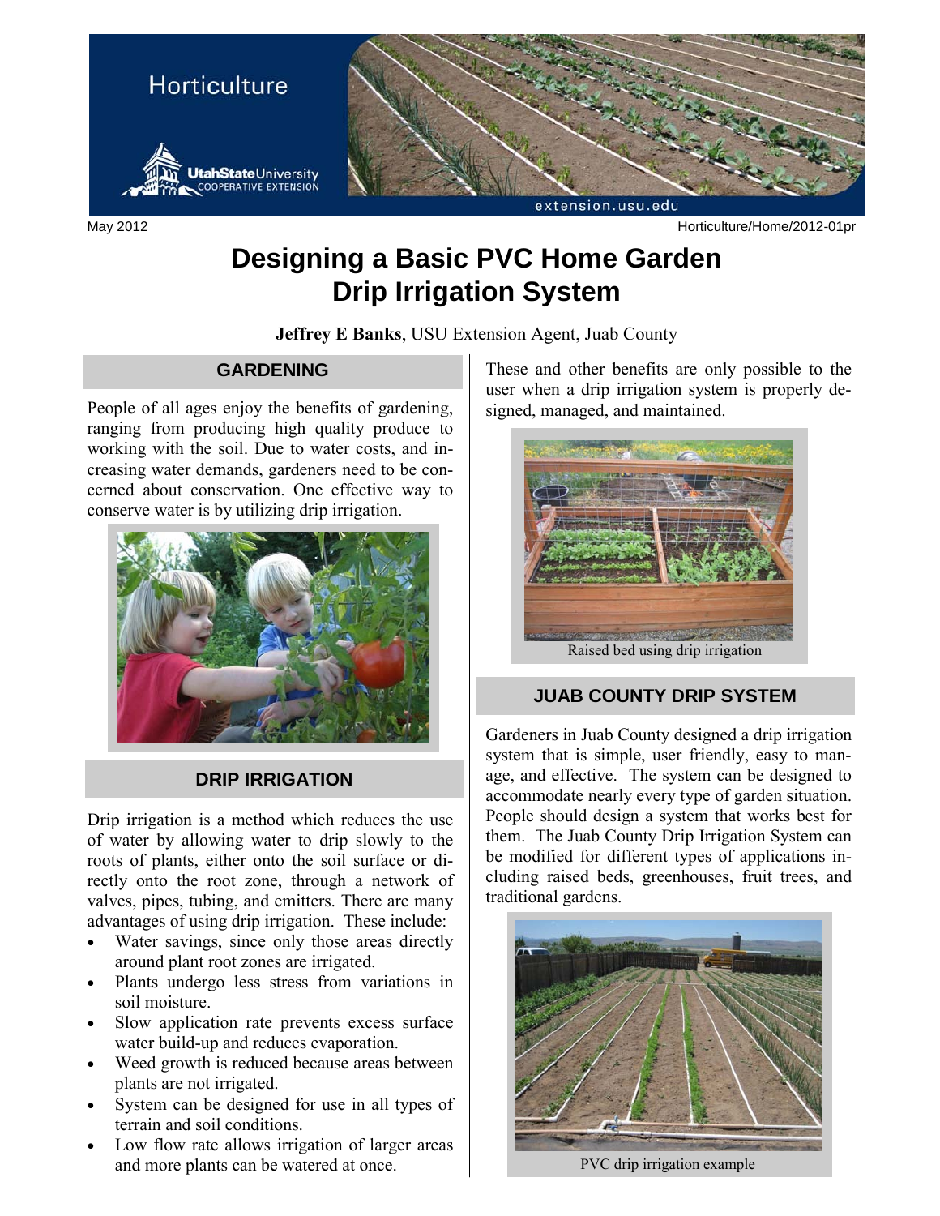Horticulture

Utah State University Cooperative Extension

extension.usu.edu

May 2012 Horticulture/Home/2012-01pr

# Designing a Basic PVC Home Garden Drip Irrigation System

**Jeffrey E Banks**, USU Extension Agent, Juab County

## GARDENING

People of all ages enjoy the benefits of gardening, ranging from producing high quality produce to working with the soil. Due to water costs, and increasing water demands, gardeners need to be concerned about conservation. One effective way to conserve water is by utilizing drip irrigation.

## DRIP IRRIGATION

Drip irrigation is a method which reduces the use of water by allowing water to drip slowly to the roots of plants, either onto the soil surface or directly onto the root zone, through a network of valves, pipes, tubing, and emitters. There are many advantages of using drip irrigation. These include:

- Water savings, since only those areas directly around plant root zones are irrigated.
- Plants undergo less stress from variations in soil moisture.
- Slow application rate prevents excess surface water build-up and reduces evaporation.
- Weed growth is reduced because areas between plants are not irrigated.
- System can be designed for use in all types of terrain and soil conditions.
- Low flow rate allows irrigation of larger areas and more plants can be watered at once.

These and other benefits are only possible to the user when a drip irrigation system is properly designed, managed, and maintained.

Raised bed using drip irrigation

## JUAB COUNTY DRIP SYSTEM

Gardeners in Juab County designed a drip irrigation system that is simple, user friendly, easy to manage, and effective. The system can be designed to accommodate nearly every type of garden situation. People should design a system that works best for them. The Juab County Drip Irrigation System can be modified for different types of applications including raised beds, greenhouses, fruit trees, and traditional gardens.

PVC drip irrigation example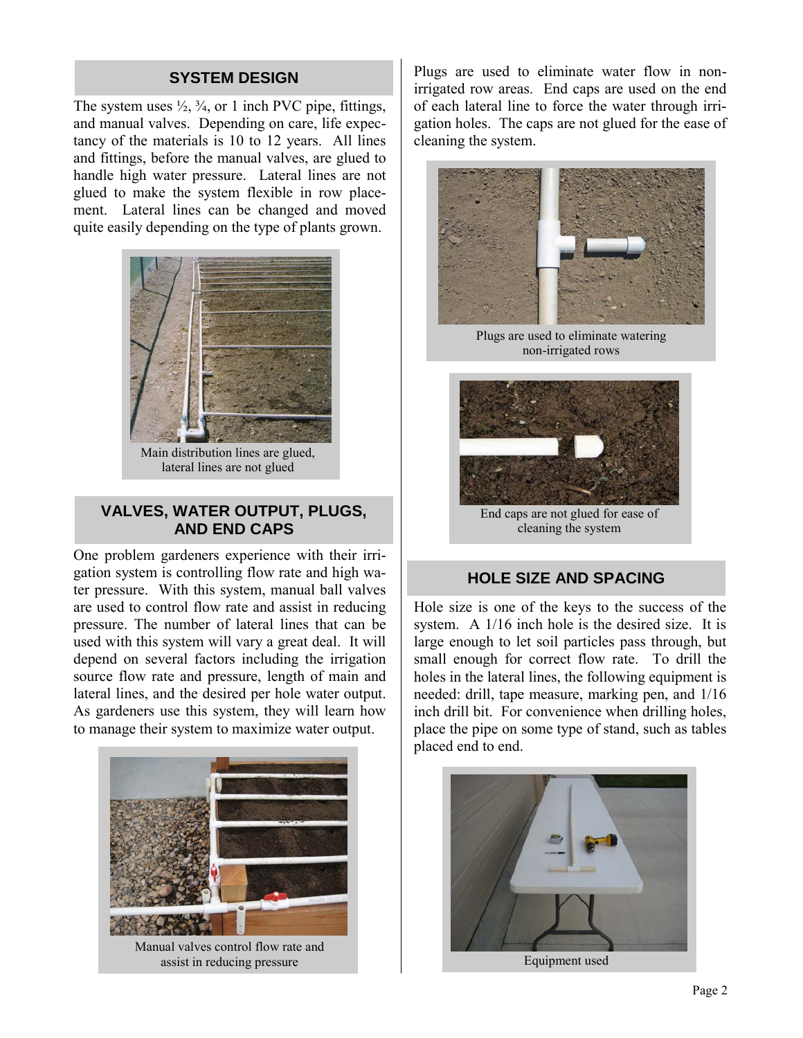## SYSTEM DESIGN

The system uses ½, ¾, or 1 inch PVC pipe, fittings, and manual valves. Depending on care, life expectancy of the materials is 10 to 12 years. All lines and fittings, before the manual valves, are glued to handle high water pressure. Lateral lines are not glued to make the system flexible in row placement. Lateral lines can be changed and moved quite easily depending on the type of plants grown.

Main distribution lines are glued, lateral lines are not glued

## VALVES, WATER OUTPUT, PLUGS, AND END CAPS

One problem gardeners experience with their irrigation system is controlling flow rate and high water pressure. With this system, manual ball valves are used to control flow rate and assist in reducing pressure. The number of lateral lines that can be used with this system will vary a great deal. It will depend on several factors including the irrigation source flow rate and pressure, length of main and lateral lines, and the desired per hole water output. As gardeners use this system, they will learn how to manage their system to maximize water output.

Manual valves control flow rate and assist in reducing pressure

Plugs are used to eliminate water flow in non-irrigated row areas. End caps are used on the end of each lateral line to force the water through irrigation holes. The caps are not glued for the ease of cleaning the system.

Plugs are used to eliminate watering non-irrigated rows

End caps are not glued for ease of cleaning the system

## HOLE SIZE AND SPACING

Hole size is one of the keys to the success of the system. A 1/16 inch hole is the desired size. It is large enough to let soil particles pass through, but small enough for correct flow rate. To drill the holes in the lateral lines, the following equipment is needed: drill, tape measure, marking pen, and 1/16 inch drill bit. For convenience when drilling holes, place the pipe on some type of stand, such as tables placed end to end.

Equipment used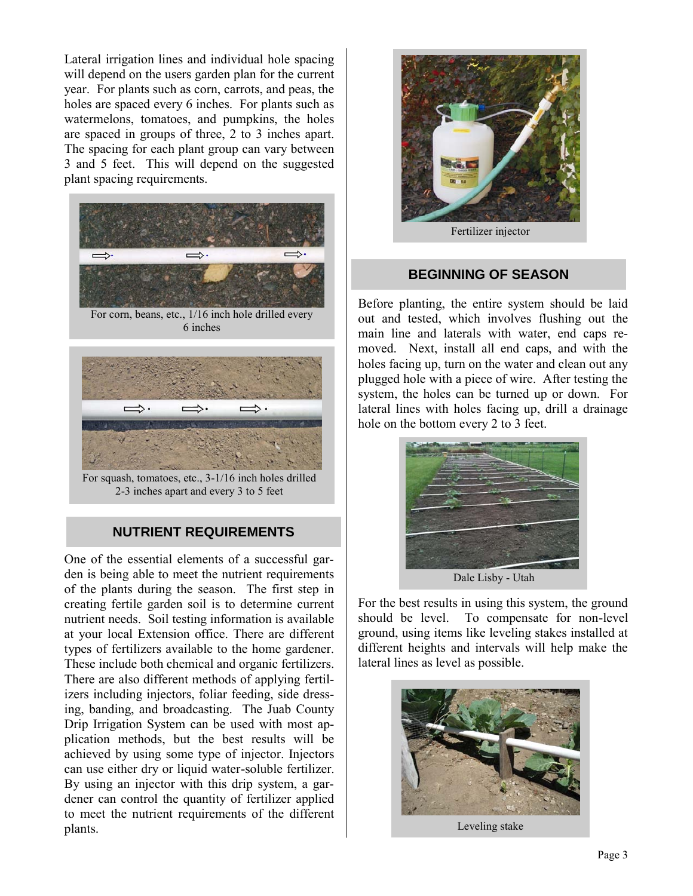Lateral irrigation lines and individual hole spacing will depend on the users garden plan for the current year. For plants such as corn, carrots, and peas, the holes are spaced every 6 inches. For plants such as watermelons, tomatoes, and pumpkins, the holes are spaced in groups of three, 2 to 3 inches apart. The spacing for each plant group can vary between 3 and 5 feet. This will depend on the suggested plant spacing requirements.

For corn, beans, etc., 1/16 inch hole drilled every 6 inches

For squash, tomatoes, etc., 3-1/16 inch holes drilled 2-3 inches apart and every 3 to 5 feet

## NUTRIENT REQUIREMENTS

One of the essential elements of a successful garden is being able to meet the nutrient requirements of the plants during the season. The first step in creating fertile garden soil is to determine current nutrient needs. Soil testing information is available at your local Extension office. There are different types of fertilizers available to the home gardener. These include both chemical and organic fertilizers. There are also different methods of applying fertilizers including injectors, foliar feeding, side dressing, banding, and broadcasting. The Juab County Drip Irrigation System can be used with most application methods, but the best results will be achieved by using some type of injector. Injectors can use either dry or liquid water-soluble fertilizer. By using an injector with this drip system, a gardener can control the quantity of fertilizer applied to meet the nutrient requirements of the different plants.

Fertilizer injector

## BEGINNING OF SEASON

Before planting, the entire system should be laid out and tested, which involves flushing out the main line and laterals with water, end caps removed. Next, install all end caps, and with the holes facing up, turn on the water and clean out any plugged hole with a piece of wire. After testing the system, the holes can be turned up or down. For lateral lines with holes facing up, drill a drainage hole on the bottom every 2 to 3 feet.

Dale Lisby - Utah

For the best results in using this system, the ground should be level. To compensate for non-level ground, using items like leveling stakes installed at different heights and intervals will help make the lateral lines as level as possible.

Leveling stake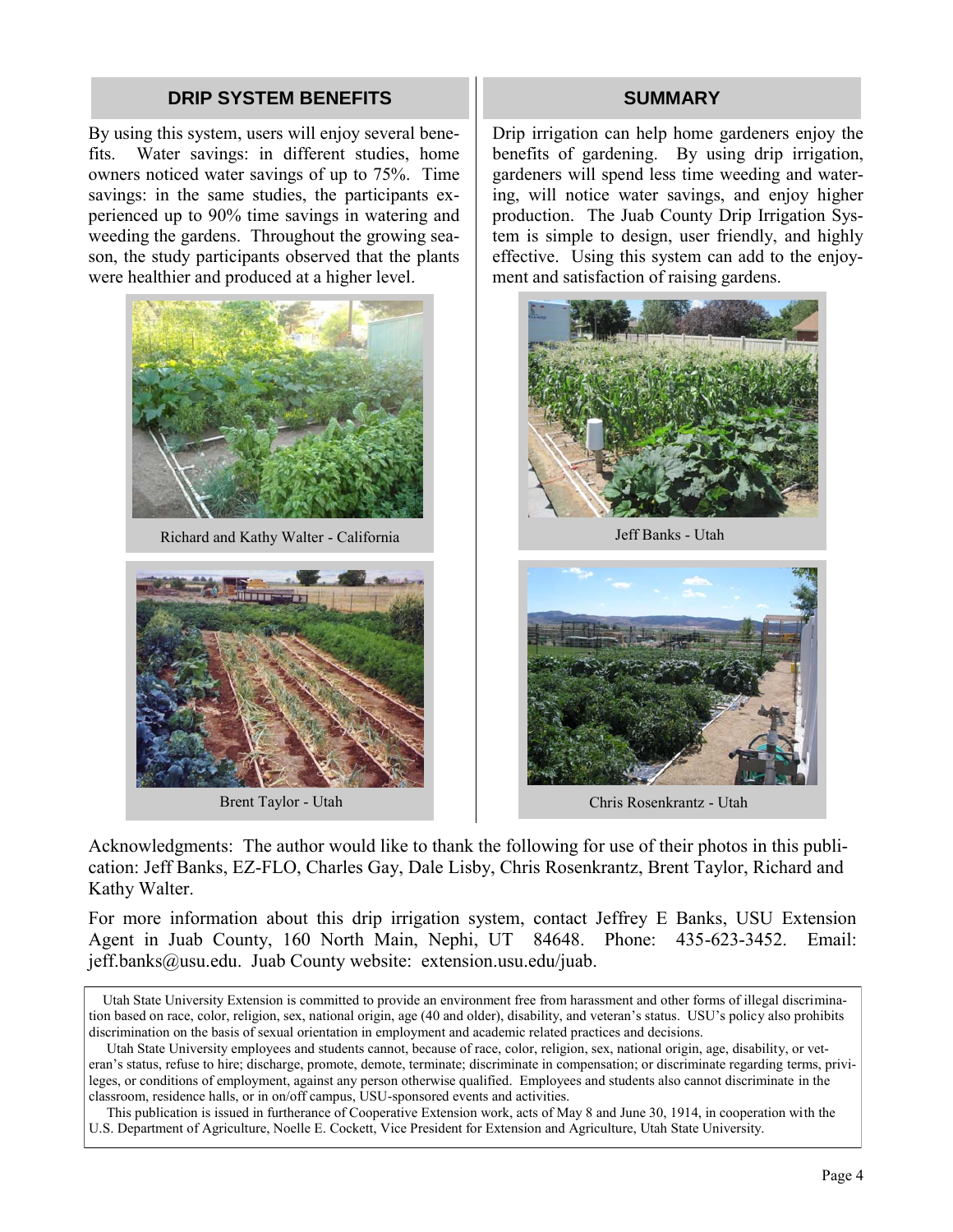## DRIP SYSTEM BENEFITS

By using this system, users will enjoy several benefits. Water savings: in different studies, home owners noticed water savings of up to 75%. Time savings: in the same studies, the participants experienced up to 90% time savings in watering and weeding the gardens. Throughout the growing season, the study participants observed that the plants were healthier and produced at a higher level.

Richard and Kathy Walter - California

Brent Taylor - Utah

## SUMMARY

Drip irrigation can help home gardeners enjoy the benefits of gardening. By using drip irrigation, gardeners will spend less time weeding and watering, will notice water savings, and enjoy higher production. The Juab County Drip Irrigation System is simple to design, user friendly, and highly effective. Using this system can add to the enjoyment and satisfaction of raising gardens.

Jeff Banks - Utah

Chris Rosenkrantz - Utah

Acknowledgments: The author would like to thank the following for use of their photos in this publication: Jeff Banks, EZ-FLO, Charles Gay, Dale Lisby, Chris Rosenkrantz, Brent Taylor, Richard and Kathy Walter.

For more information about this drip irrigation system, contact Jeffrey E Banks, USU Extension Agent in Juab County, 160 North Main, Nephi, UT 84648. Phone: 435-623-3452. Email: jeff.banks@usu.edu. Juab County website: extension.usu.edu/juab.

Utah State University Extension is committed to provide an environment free from harassment and other forms of illegal discrimination based on race, color, religion, sex, national origin, age (40 and older), disability, and veteran's status. USU's policy also prohibits discrimination on the basis of sexual orientation in employment and academic related practices and decisions.

Utah State University employees and students cannot, because of race, color, religion, sex, national origin, age, disability, or veteran's status, refuse to hire; discharge, promote, demote, terminate; discriminate in compensation; or discriminate regarding terms, privileges, or conditions of employment, against any person otherwise qualified. Employees and students also cannot discriminate in the classroom, residence halls, or in on/off campus, USU-sponsored events and activities.

This publication is issued in furtherance of Cooperative Extension work, acts of May 8 and June 30, 1914, in cooperation with the U.S. Department of Agriculture, Noelle E. Cockett, Vice President for Extension and Agriculture, Utah State University.